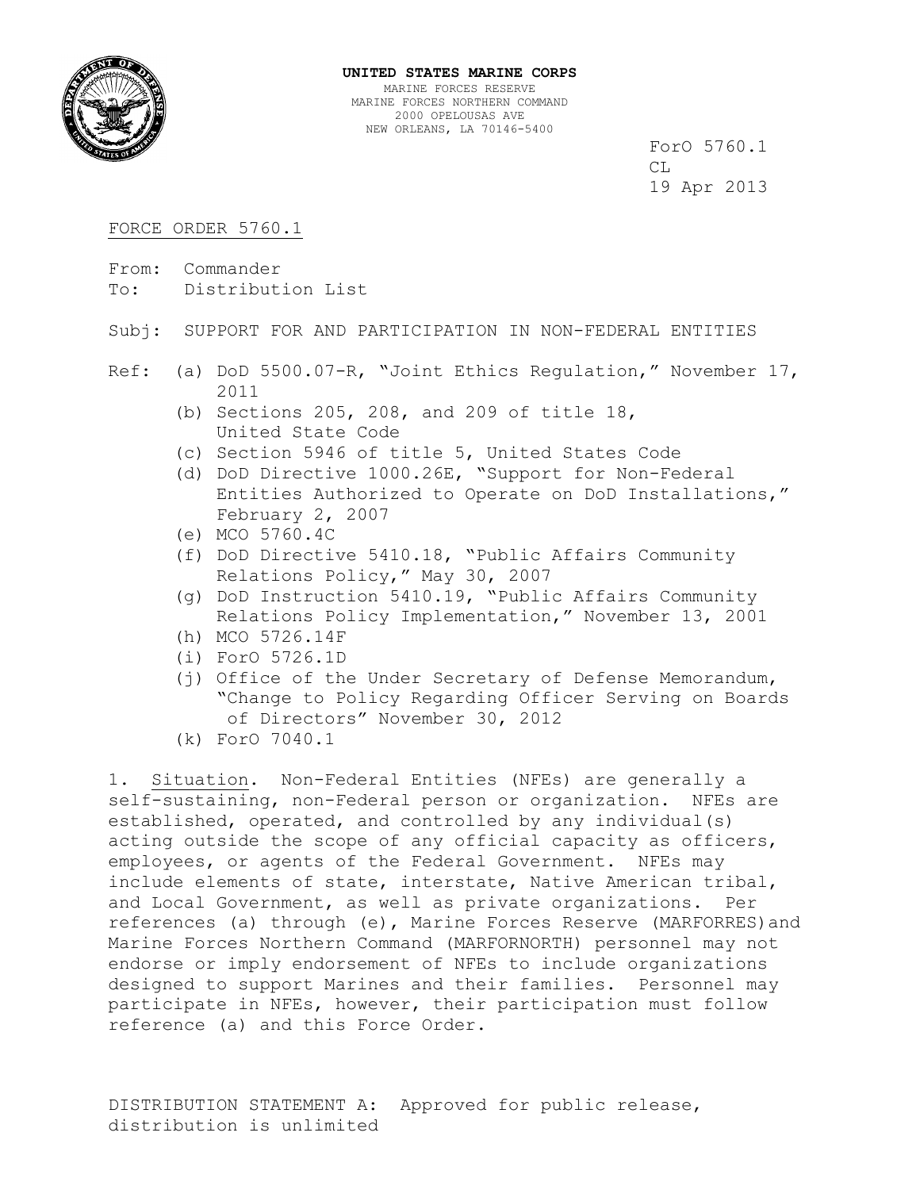**UNITED STATES MARINE CORPS**
MARINE FORCES RESERVE
MARINE FORCES NORTHERN COMMAND
2000 OPELOUSAS AVE
NEW ORLEANS, LA 70146-5400

ForO 5760.1
CL
19 Apr 2013

FORCE ORDER 5760.1

From: Commander
To: Distribution List

Subj: SUPPORT FOR AND PARTICIPATION IN NON-FEDERAL ENTITIES

Ref: (a) DoD 5500.07-R, "Joint Ethics Regulation," November 17, 2011
(b) Sections 205, 208, and 209 of title 18, United State Code
(c) Section 5946 of title 5, United States Code
(d) DoD Directive 1000.26E, "Support for Non-Federal Entities Authorized to Operate on DoD Installations," February 2, 2007
(e) MCO 5760.4C
(f) DoD Directive 5410.18, "Public Affairs Community Relations Policy," May 30, 2007
(g) DoD Instruction 5410.19, "Public Affairs Community Relations Policy Implementation," November 13, 2001
(h) MCO 5726.14F
(i) ForO 5726.1D
(j) Office of the Under Secretary of Defense Memorandum, "Change to Policy Regarding Officer Serving on Boards of Directors" November 30, 2012
(k) ForO 7040.1

1. Situation. Non-Federal Entities (NFEs) are generally a self-sustaining, non-Federal person or organization. NFEs are established, operated, and controlled by any individual(s) acting outside the scope of any official capacity as officers, employees, or agents of the Federal Government. NFEs may include elements of state, interstate, Native American tribal, and Local Government, as well as private organizations. Per references (a) through (e), Marine Forces Reserve (MARFORRES)and Marine Forces Northern Command (MARFORNORTH) personnel may not endorse or imply endorsement of NFEs to include organizations designed to support Marines and their families. Personnel may participate in NFEs, however, their participation must follow reference (a) and this Force Order.

DISTRIBUTION STATEMENT A: Approved for public release, distribution is unlimited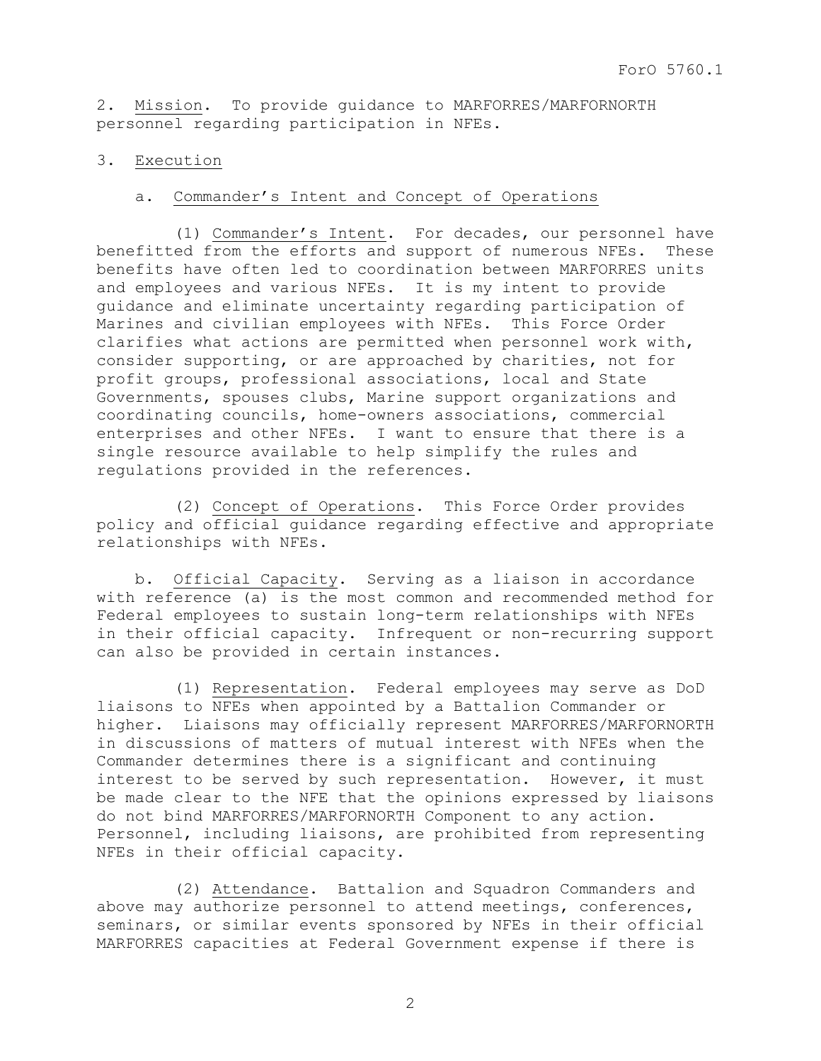2. Mission. To provide guidance to MARFORRES/MARFORNORTH personnel regarding participation in NFEs.

3. Execution

a. Commander's Intent and Concept of Operations

(1) Commander's Intent. For decades, our personnel have benefitted from the efforts and support of numerous NFEs. These benefits have often led to coordination between MARFORRES units and employees and various NFEs. It is my intent to provide guidance and eliminate uncertainty regarding participation of Marines and civilian employees with NFEs. This Force Order clarifies what actions are permitted when personnel work with, consider supporting, or are approached by charities, not for profit groups, professional associations, local and State Governments, spouses clubs, Marine support organizations and coordinating councils, home-owners associations, commercial enterprises and other NFEs. I want to ensure that there is a single resource available to help simplify the rules and regulations provided in the references.

(2) Concept of Operations. This Force Order provides policy and official guidance regarding effective and appropriate relationships with NFEs.

b. Official Capacity. Serving as a liaison in accordance with reference (a) is the most common and recommended method for Federal employees to sustain long-term relationships with NFEs in their official capacity. Infrequent or non-recurring support can also be provided in certain instances.

(1) Representation. Federal employees may serve as DoD liaisons to NFEs when appointed by a Battalion Commander or higher. Liaisons may officially represent MARFORRES/MARFORNORTH in discussions of matters of mutual interest with NFEs when the Commander determines there is a significant and continuing interest to be served by such representation. However, it must be made clear to the NFE that the opinions expressed by liaisons do not bind MARFORRES/MARFORNORTH Component to any action. Personnel, including liaisons, are prohibited from representing NFEs in their official capacity.

(2) Attendance. Battalion and Squadron Commanders and above may authorize personnel to attend meetings, conferences, seminars, or similar events sponsored by NFEs in their official MARFORRES capacities at Federal Government expense if there is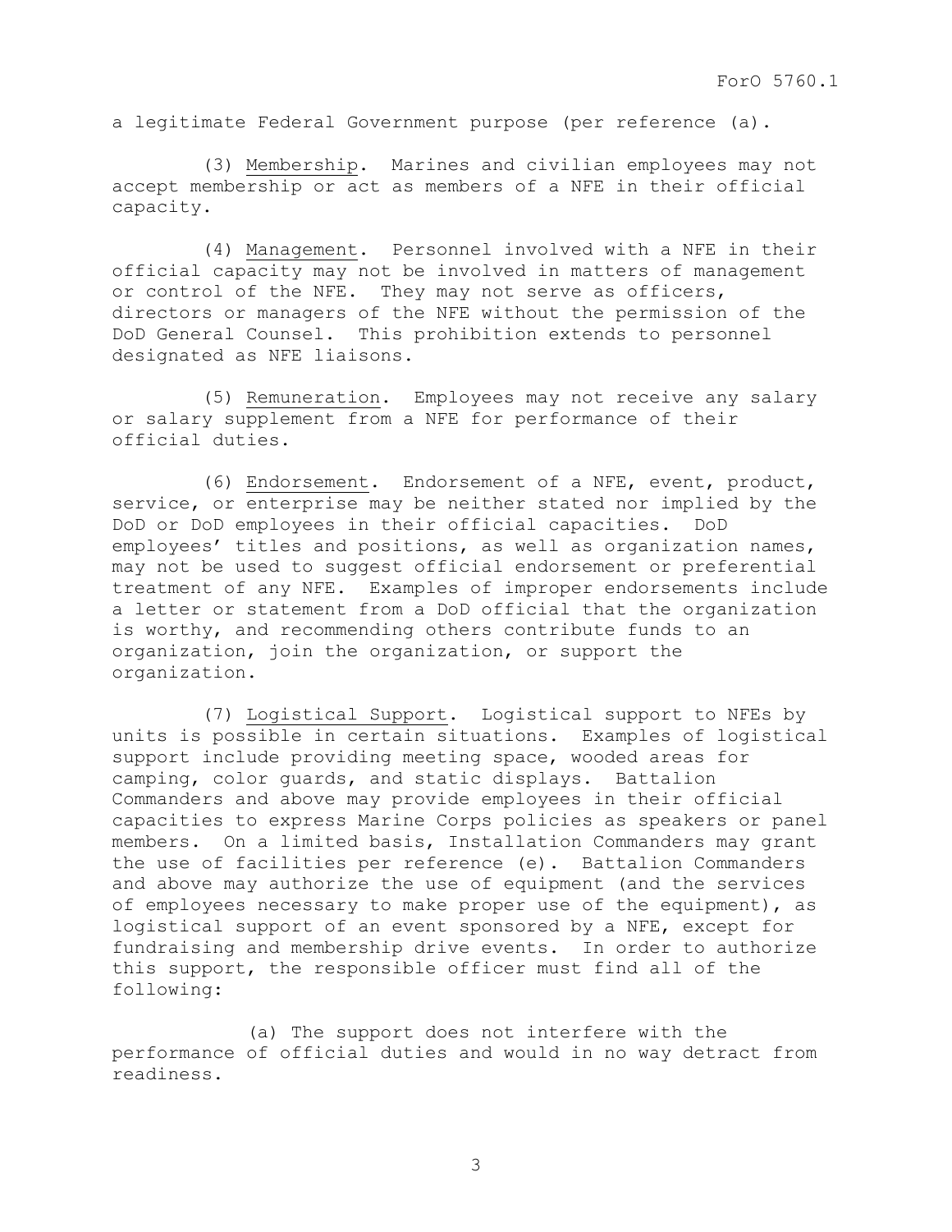a legitimate Federal Government purpose (per reference (a).

(3) Membership. Marines and civilian employees may not accept membership or act as members of a NFE in their official capacity.

(4) Management. Personnel involved with a NFE in their official capacity may not be involved in matters of management or control of the NFE. They may not serve as officers, directors or managers of the NFE without the permission of the DoD General Counsel. This prohibition extends to personnel designated as NFE liaisons.

(5) Remuneration. Employees may not receive any salary or salary supplement from a NFE for performance of their official duties.

(6) Endorsement. Endorsement of a NFE, event, product, service, or enterprise may be neither stated nor implied by the DoD or DoD employees in their official capacities. DoD employees' titles and positions, as well as organization names, may not be used to suggest official endorsement or preferential treatment of any NFE. Examples of improper endorsements include a letter or statement from a DoD official that the organization is worthy, and recommending others contribute funds to an organization, join the organization, or support the organization.

(7) Logistical Support. Logistical support to NFEs by units is possible in certain situations. Examples of logistical support include providing meeting space, wooded areas for camping, color guards, and static displays. Battalion Commanders and above may provide employees in their official capacities to express Marine Corps policies as speakers or panel members. On a limited basis, Installation Commanders may grant the use of facilities per reference (e). Battalion Commanders and above may authorize the use of equipment (and the services of employees necessary to make proper use of the equipment), as logistical support of an event sponsored by a NFE, except for fundraising and membership drive events. In order to authorize this support, the responsible officer must find all of the following:

(a) The support does not interfere with the performance of official duties and would in no way detract from readiness.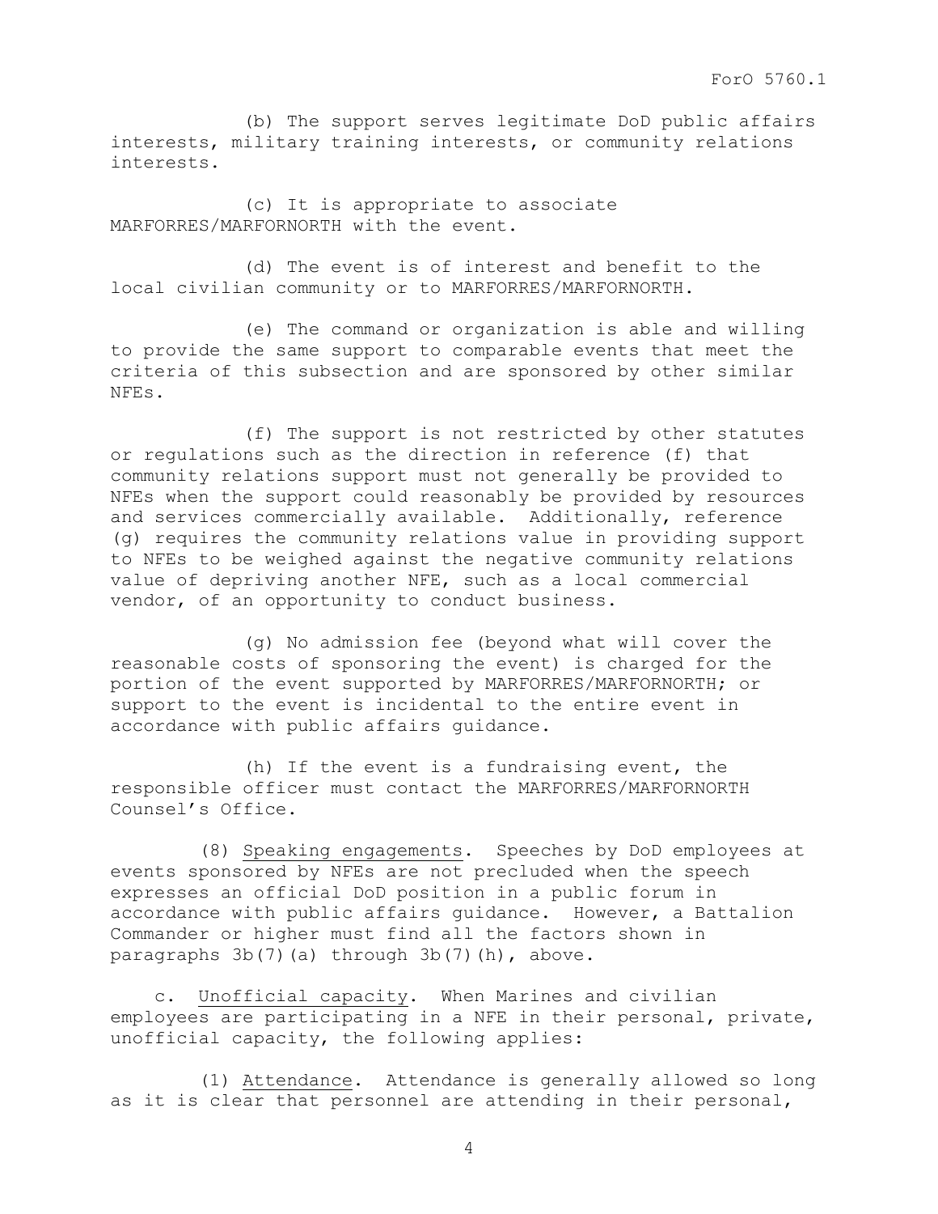(b) The support serves legitimate DoD public affairs interests, military training interests, or community relations interests.

(c) It is appropriate to associate MARFORRES/MARFORNORTH with the event.

(d) The event is of interest and benefit to the local civilian community or to MARFORRES/MARFORNORTH.

(e) The command or organization is able and willing to provide the same support to comparable events that meet the criteria of this subsection and are sponsored by other similar NFEs.

(f) The support is not restricted by other statutes or regulations such as the direction in reference (f) that community relations support must not generally be provided to NFEs when the support could reasonably be provided by resources and services commercially available. Additionally, reference (g) requires the community relations value in providing support to NFEs to be weighed against the negative community relations value of depriving another NFE, such as a local commercial vendor, of an opportunity to conduct business.

(g) No admission fee (beyond what will cover the reasonable costs of sponsoring the event) is charged for the portion of the event supported by MARFORRES/MARFORNORTH; or support to the event is incidental to the entire event in accordance with public affairs guidance.

(h) If the event is a fundraising event, the responsible officer must contact the MARFORRES/MARFORNORTH Counsel's Office.

(8) Speaking engagements. Speeches by DoD employees at events sponsored by NFEs are not precluded when the speech expresses an official DoD position in a public forum in accordance with public affairs guidance. However, a Battalion Commander or higher must find all the factors shown in paragraphs 3b(7)(a) through 3b(7)(h), above.

c. Unofficial capacity. When Marines and civilian employees are participating in a NFE in their personal, private, unofficial capacity, the following applies:

(1) Attendance. Attendance is generally allowed so long as it is clear that personnel are attending in their personal,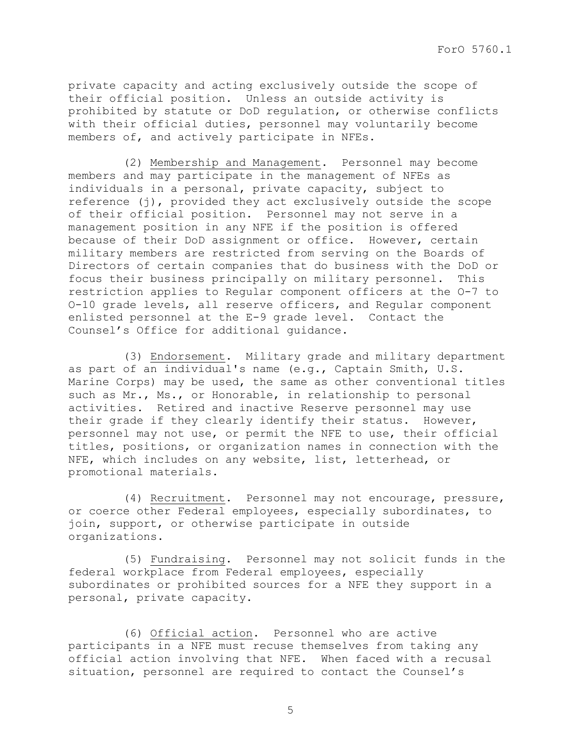private capacity and acting exclusively outside the scope of their official position. Unless an outside activity is prohibited by statute or DoD regulation, or otherwise conflicts with their official duties, personnel may voluntarily become members of, and actively participate in NFEs.

(2) Membership and Management. Personnel may become members and may participate in the management of NFEs as individuals in a personal, private capacity, subject to reference (j), provided they act exclusively outside the scope of their official position. Personnel may not serve in a management position in any NFE if the position is offered because of their DoD assignment or office. However, certain military members are restricted from serving on the Boards of Directors of certain companies that do business with the DoD or focus their business principally on military personnel. This restriction applies to Regular component officers at the O-7 to O-10 grade levels, all reserve officers, and Regular component enlisted personnel at the E-9 grade level. Contact the Counsel's Office for additional guidance.

(3) Endorsement. Military grade and military department as part of an individual's name (e.g., Captain Smith, U.S. Marine Corps) may be used, the same as other conventional titles such as Mr., Ms., or Honorable, in relationship to personal activities. Retired and inactive Reserve personnel may use their grade if they clearly identify their status. However, personnel may not use, or permit the NFE to use, their official titles, positions, or organization names in connection with the NFE, which includes on any website, list, letterhead, or promotional materials.

(4) Recruitment. Personnel may not encourage, pressure, or coerce other Federal employees, especially subordinates, to join, support, or otherwise participate in outside organizations.

(5) Fundraising. Personnel may not solicit funds in the federal workplace from Federal employees, especially subordinates or prohibited sources for a NFE they support in a personal, private capacity.

(6) Official action. Personnel who are active participants in a NFE must recuse themselves from taking any official action involving that NFE. When faced with a recusal situation, personnel are required to contact the Counsel's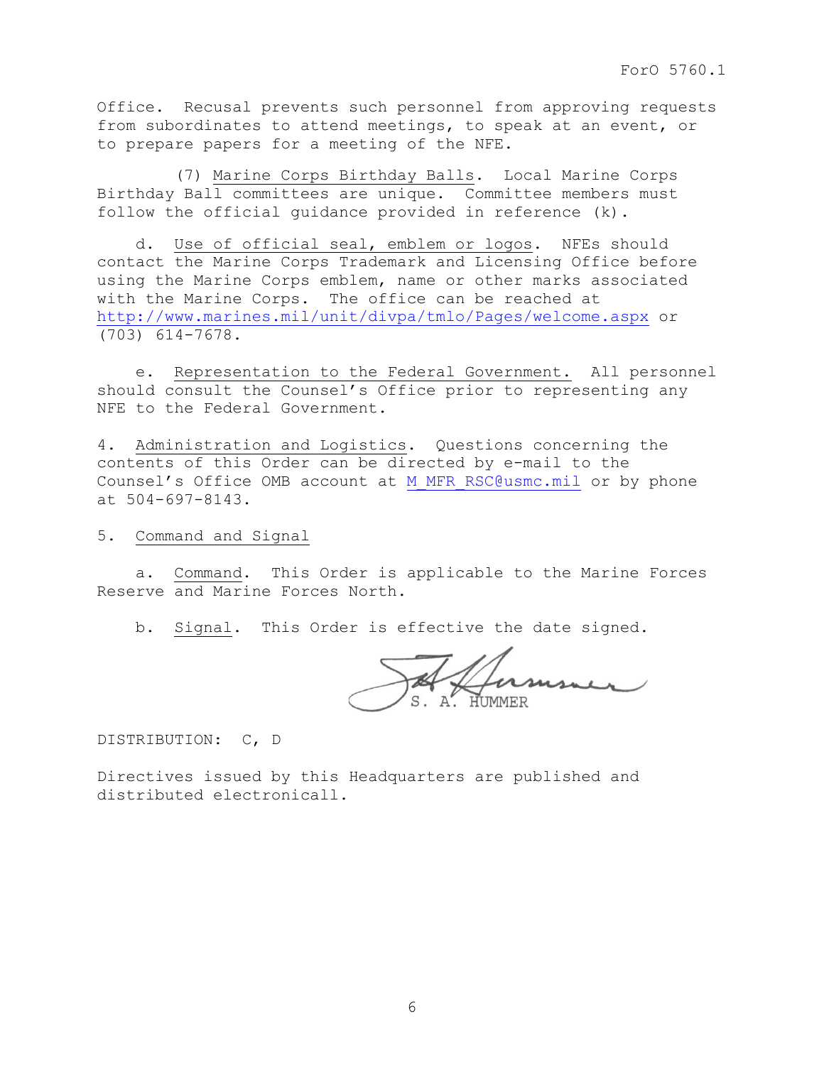Office. Recusal prevents such personnel from approving requests from subordinates to attend meetings, to speak at an event, or to prepare papers for a meeting of the NFE.

(7) Marine Corps Birthday Balls. Local Marine Corps Birthday Ball committees are unique. Committee members must follow the official guidance provided in reference (k).

d. Use of official seal, emblem or logos. NFEs should contact the Marine Corps Trademark and Licensing Office before using the Marine Corps emblem, name or other marks associated with the Marine Corps. The office can be reached at http://www.marines.mil/unit/divpa/tmlo/Pages/welcome.aspx or (703) 614-7678.

e. Representation to the Federal Government. All personnel should consult the Counsel's Office prior to representing any NFE to the Federal Government.

4. Administration and Logistics. Questions concerning the contents of this Order can be directed by e-mail to the Counsel's Office OMB account at M_MFR_RSC@usmc.mil or by phone at 504-697-8143.

5. Command and Signal

a. Command. This Order is applicable to the Marine Forces Reserve and Marine Forces North.

b. Signal. This Order is effective the date signed.

S. A. HUMMER

DISTRIBUTION: C, D

Directives issued by this Headquarters are published and distributed electronicall.